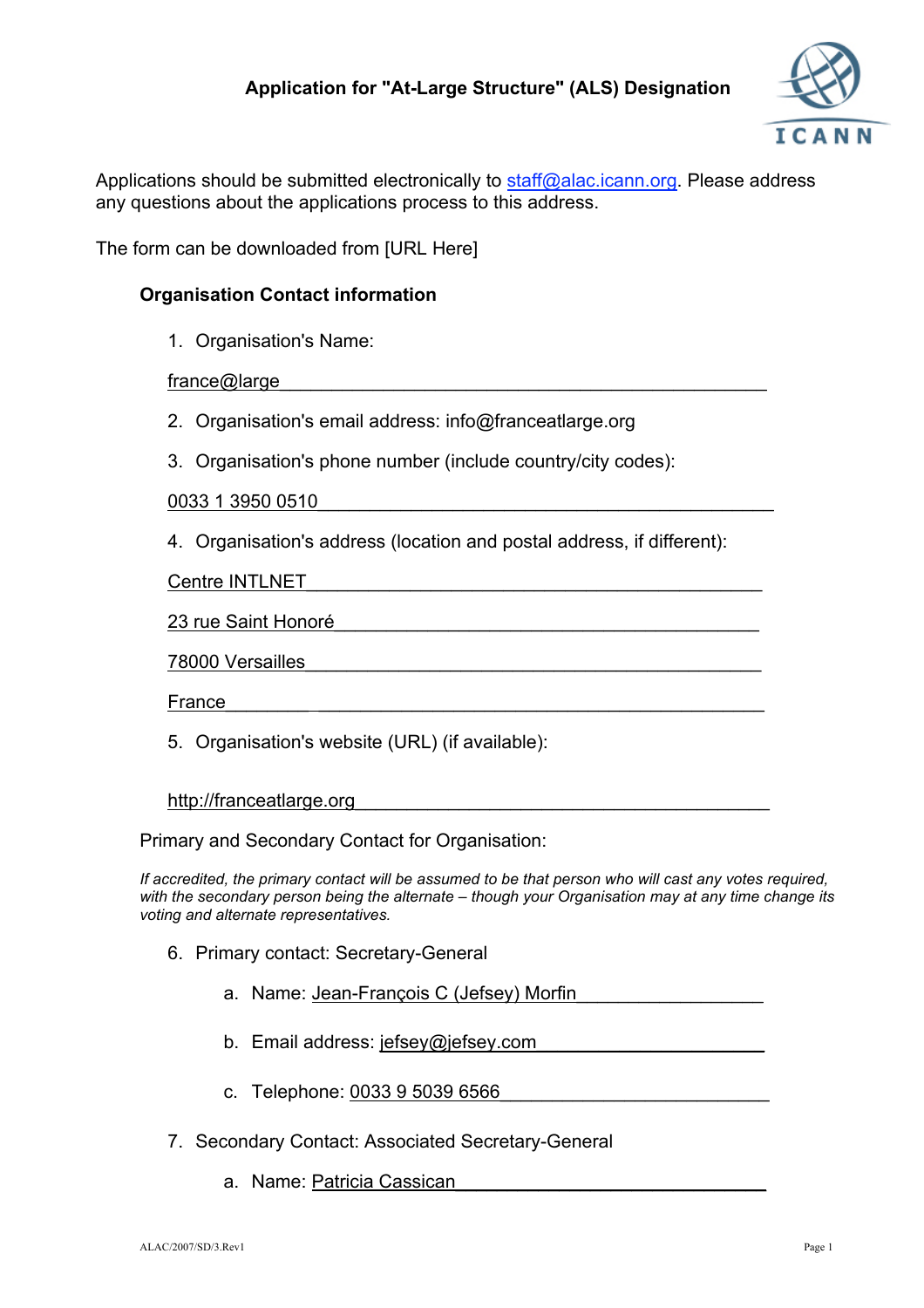## Application for "At-Large Structure" (ALS) Designation

Applications should be submitted electronically to staff@alac.icann.org. Please address any questions about the applications process to this address.

The form can be downloaded from [URL Here]

### Organisation Contact information

1. Organisation's Name:

   france@large

2. Organisation's email address: info@franceatlarge.org

3. Organisation's phone number (include country/city codes):

   0033 1 3950 0510

4. Organisation's address (location and postal address, if different):

   Centre INTLNET

   23 rue Saint Honoré

   78000 Versailles

   France

5. Organisation's website (URL) (if available):

   http://franceatlarge.org

Primary and Secondary Contact for Organisation:

*If accredited, the primary contact will be assumed to be that person who will cast any votes required, with the secondary person being the alternate – though your Organisation may at any time change its voting and alternate representatives.*

6. Primary contact: Secretary-General
   a. Name: Jean-François C (Jefsey) Morfin
   b. Email address: jefsey@jefsey.com
   c. Telephone: 0033 9 5039 6566

7. Secondary Contact: Associated Secretary-General
   a. Name: Patricia Cassican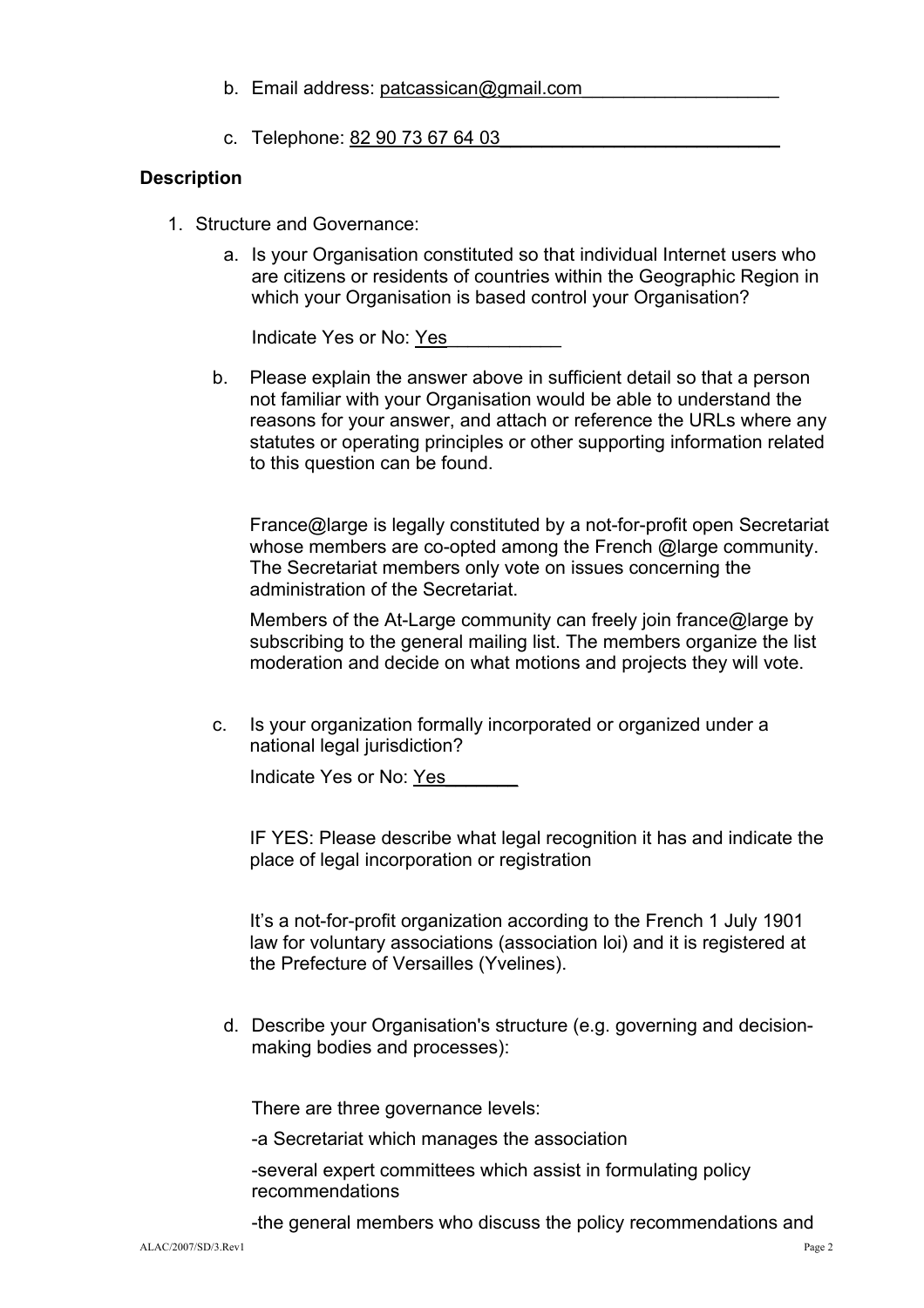b. Email address: patcassican@gmail.com

c. Telephone: 82 90 73 67 64 03

**Description**

1. Structure and Governance:

   a. Is your Organisation constituted so that individual Internet users who are citizens or residents of countries within the Geographic Region in which your Organisation is based control your Organisation?

   Indicate Yes or No: Yes

   b. Please explain the answer above in sufficient detail so that a person not familiar with your Organisation would be able to understand the reasons for your answer, and attach or reference the URLs where any statutes or operating principles or other supporting information related to this question can be found.

   France@large is legally constituted by a not-for-profit open Secretariat whose members are co-opted among the French @large community. The Secretariat members only vote on issues concerning the administration of the Secretariat.

   Members of the At-Large community can freely join france@large by subscribing to the general mailing list. The members organize the list moderation and decide on what motions and projects they will vote.

   c. Is your organization formally incorporated or organized under a national legal jurisdiction?

   Indicate Yes or No: Yes

   IF YES: Please describe what legal recognition it has and indicate the place of legal incorporation or registration

   It's a not-for-profit organization according to the French 1 July 1901 law for voluntary associations (association loi) and it is registered at the Prefecture of Versailles (Yvelines).

   d. Describe your Organisation's structure (e.g. governing and decision-making bodies and processes):

   There are three governance levels:

   -a Secretariat which manages the association

   -several expert committees which assist in formulating policy recommendations

   -the general members who discuss the policy recommendations and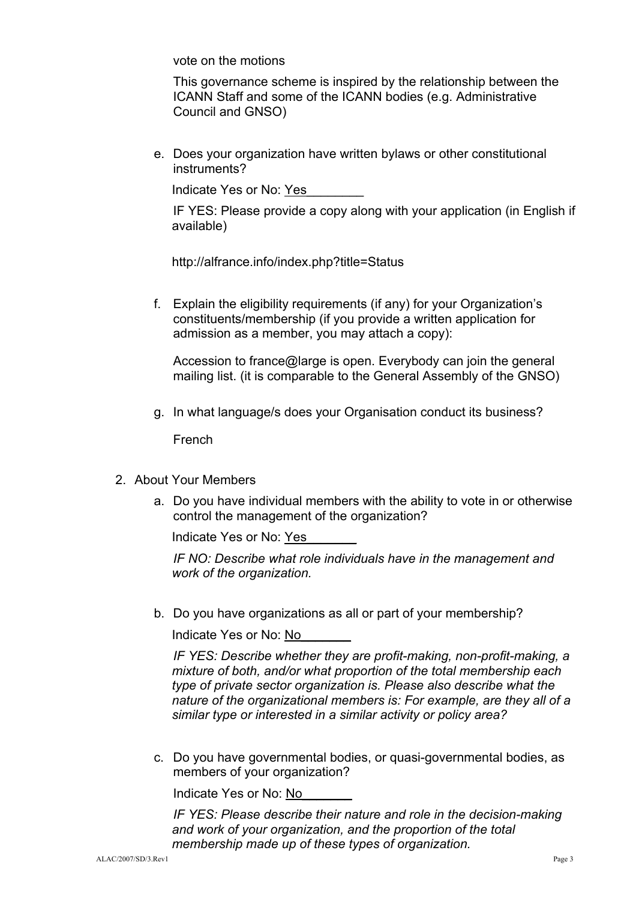vote on the motions

This governance scheme is inspired by the relationship between the ICANN Staff and some of the ICANN bodies (e.g. Administrative Council and GNSO)

e. Does your organization have written bylaws or other constitutional instruments?

   Indicate Yes or No: Yes

   IF YES: Please provide a copy along with your application (in English if available)

   http://alfrance.info/index.php?title=Status

f. Explain the eligibility requirements (if any) for your Organization's constituents/membership (if you provide a written application for admission as a member, you may attach a copy):

   Accession to france@large is open. Everybody can join the general mailing list. (it is comparable to the General Assembly of the GNSO)

g. In what language/s does your Organisation conduct its business?

   French

2. About Your Members

   a. Does you have individual members with the ability to vote in or otherwise control the management of the organization?

      Indicate Yes or No: Yes

      *IF NO: Describe what role individuals have in the management and work of the organization.*

   b. Do you have organizations as all or part of your membership?

      Indicate Yes or No: No

      *IF YES: Describe whether they are profit-making, non-profit-making, a mixture of both, and/or what proportion of the total membership each type of private sector organization is. Please also describe what the nature of the organizational members is: For example, are they all of a similar type or interested in a similar activity or policy area?*

   c. Do you have governmental bodies, or quasi-governmental bodies, as members of your organization?

      Indicate Yes or No: No

      *IF YES: Please describe their nature and role in the decision-making and work of your organization, and the proportion of the total membership made up of these types of organization.*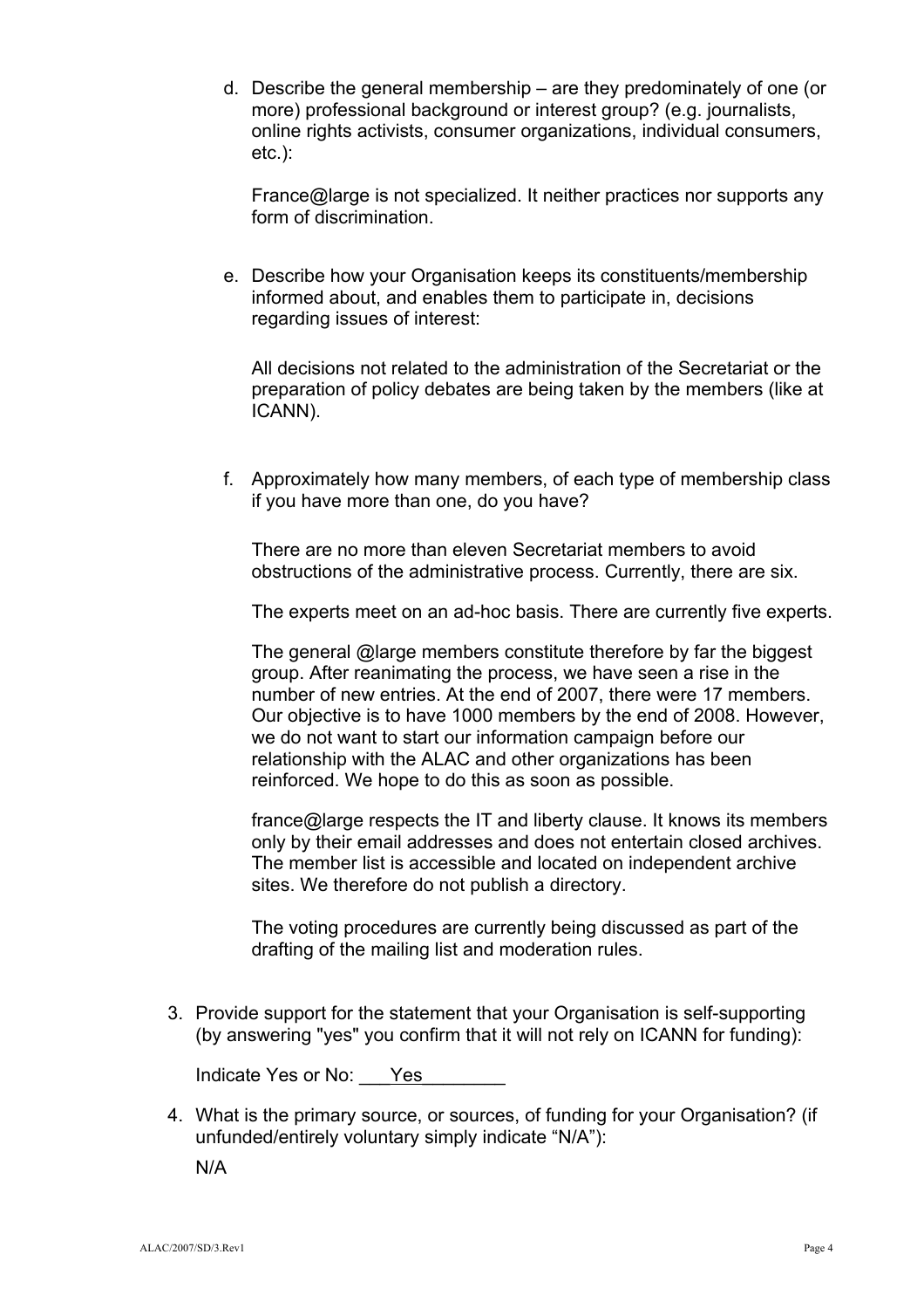d. Describe the general membership – are they predominately of one (or more) professional background or interest group? (e.g. journalists, online rights activists, consumer organizations, individual consumers, etc.):

   France@large is not specialized. It neither practices nor supports any form of discrimination.

e. Describe how your Organisation keeps its constituents/membership informed about, and enables them to participate in, decisions regarding issues of interest:

   All decisions not related to the administration of the Secretariat or the preparation of policy debates are being taken by the members (like at ICANN).

f. Approximately how many members, of each type of membership class if you have more than one, do you have?

   There are no more than eleven Secretariat members to avoid obstructions of the administrative process. Currently, there are six.

   The experts meet on an ad-hoc basis. There are currently five experts.

   The general @large members constitute therefore by far the biggest group. After reanimating the process, we have seen a rise in the number of new entries. At the end of 2007, there were 17 members. Our objective is to have 1000 members by the end of 2008. However, we do not want to start our information campaign before our relationship with the ALAC and other organizations has been reinforced. We hope to do this as soon as possible.

   france@large respects the IT and liberty clause. It knows its members only by their email addresses and does not entertain closed archives. The member list is accessible and located on independent archive sites. We therefore do not publish a directory.

   The voting procedures are currently being discussed as part of the drafting of the mailing list and moderation rules.

3. Provide support for the statement that your Organisation is self-supporting (by answering "yes" you confirm that it will not rely on ICANN for funding):

   Indicate Yes or No: ___Yes________

4. What is the primary source, or sources, of funding for your Organisation? (if unfunded/entirely voluntary simply indicate "N/A"):

   N/A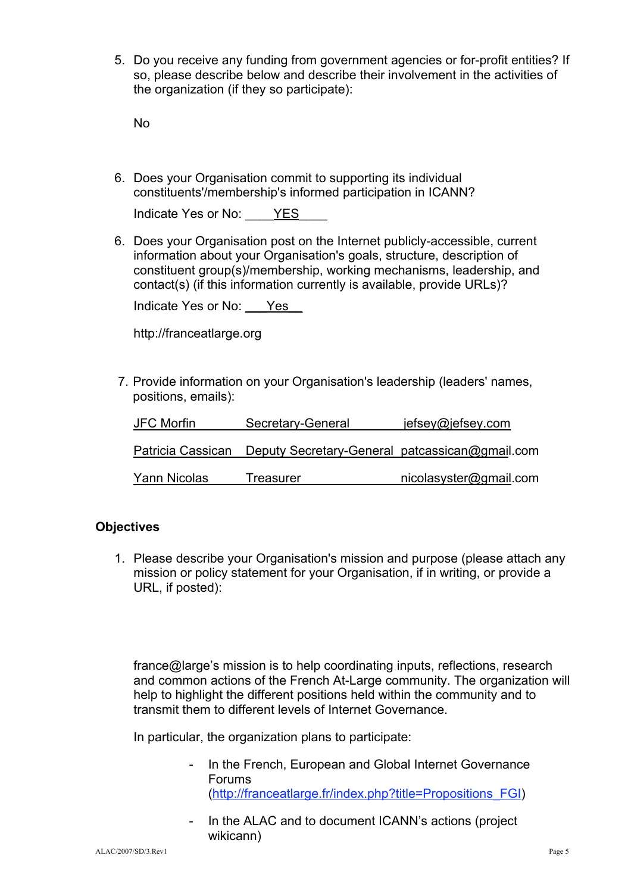5. Do you receive any funding from government agencies or for-profit entities? If so, please describe below and describe their involvement in the activities of the organization (if they so participate):

   No

6. Does your Organisation commit to supporting its individual constituents'/membership's informed participation in ICANN?

   Indicate Yes or No: ____YES____

6. Does your Organisation post on the Internet publicly-accessible, current information about your Organisation's goals, structure, description of constituent group(s)/membership, working mechanisms, leadership, and contact(s) (if this information currently is available, provide URLs)?

   Indicate Yes or No: ___Yes__

   http://franceatlarge.org

7. Provide information on your Organisation's leadership (leaders' names, positions, emails):

| | | |
|---|---|---|
| JFC Morfin | Secretary-General | jefsey@jefsey.com |
| Patricia Cassican | Deputy Secretary-General | patcassican@gmail.com |
| Yann Nicolas | Treasurer | nicolasyster@gmail.com |

**Objectives**

1. Please describe your Organisation's mission and purpose (please attach any mission or policy statement for your Organisation, if in writing, or provide a URL, if posted):

   france@large's mission is to help coordinating inputs, reflections, research and common actions of the French At-Large community. The organization will help to highlight the different positions held within the community and to transmit them to different levels of Internet Governance.

   In particular, the organization plans to participate:

   - In the French, European and Global Internet Governance Forums (http://franceatlarge.fr/index.php?title=Propositions_FGI)
   - In the ALAC and to document ICANN's actions (project wikicann)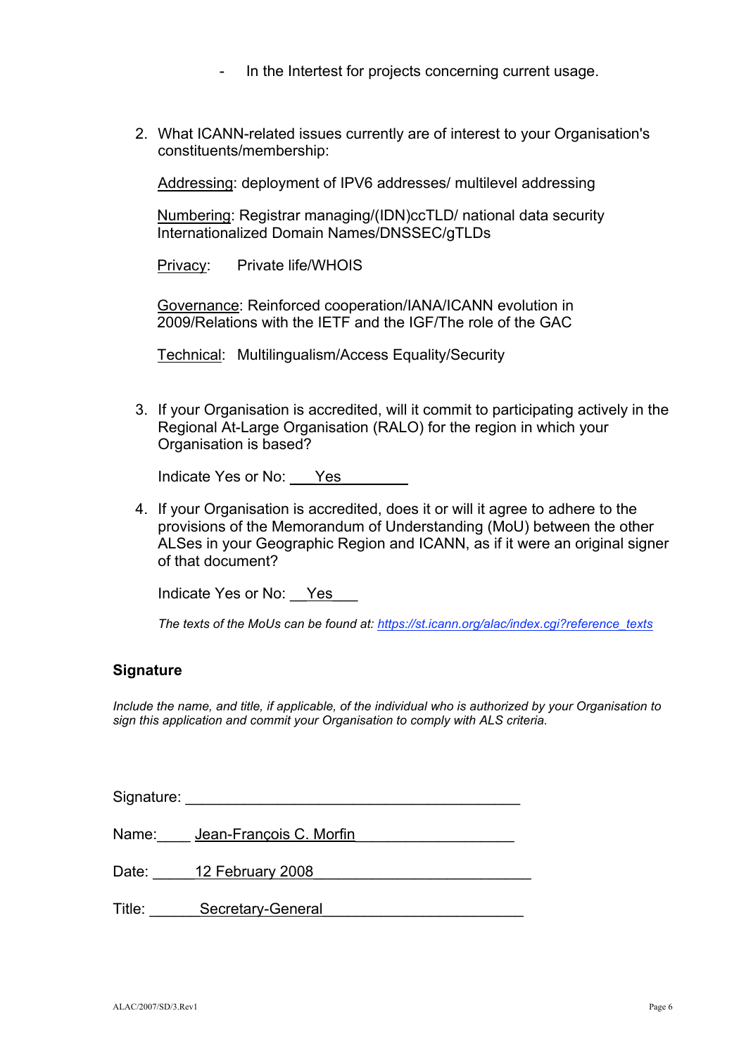- In the Intertest for projects concerning current usage.

2. What ICANN-related issues currently are of interest to your Organisation's constituents/membership:

   Addressing: deployment of IPV6 addresses/ multilevel addressing

   Numbering: Registrar managing/(IDN)ccTLD/ national data security Internationalized Domain Names/DNSSEC/gTLDs

   Privacy: Private life/WHOIS

   Governance: Reinforced cooperation/IANA/ICANN evolution in 2009/Relations with the IETF and the IGF/The role of the GAC

   Technical: Multilingualism/Access Equality/Security

3. If your Organisation is accredited, will it commit to participating actively in the Regional At-Large Organisation (RALO) for the region in which your Organisation is based?

   Indicate Yes or No: ___Yes________

4. If your Organisation is accredited, does it or will it agree to adhere to the provisions of the Memorandum of Understanding (MoU) between the other ALSes in your Geographic Region and ICANN, as if it were an original signer of that document?

   Indicate Yes or No: __Yes___

   *The texts of the MoUs can be found at: https://st.icann.org/alac/index.cgi?reference_texts*

### Signature

*Include the name, and title, if applicable, of the individual who is authorized by your Organisation to sign this application and commit your Organisation to comply with ALS criteria.*

Signature: ________________________________________

Name:____ Jean-François C. Morfin__________________

Date: _____12 February 2008_________________________

Title: ______Secretary-General_______________________